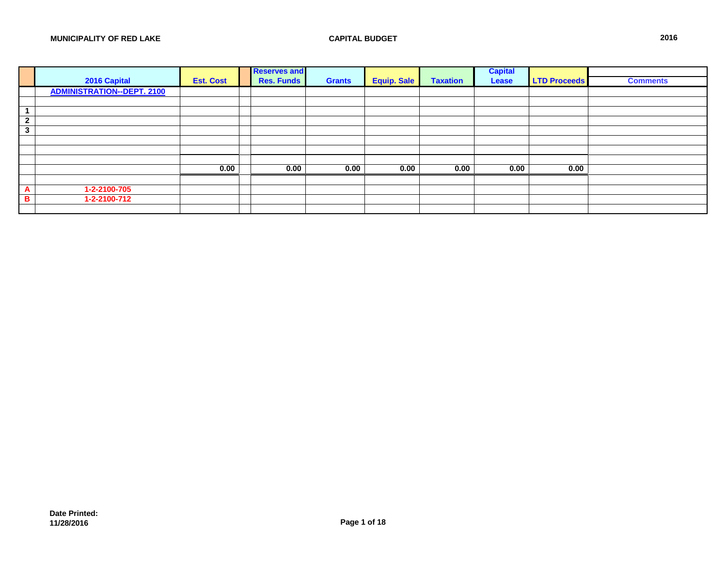**MUNICIPALITY OF RED LAKE** | **CAPITAL BUDGET** | **2016**

| | 2016 Capital | Est. Cost | | Reserves and Res. Funds | Grants | Equip. Sale | Taxation | Capital Lease | LTD Proceeds | Comments |
|---|---|---|---|---|---|---|---|---|---|---|
| | **ADMINISTRATION--DEPT. 2100** | | | | | | | | | |
| | | | | | | | | | | |
| **1** | | | | | | | | | | |
| **2** | | | | | | | | | | |
| **3** | | | | | | | | | | |
| | | | | | | | | | | |
| | | | | | | | | | | |
| | | | | | | | | | | |
| | | **0.00** | | **0.00** | **0.00** | **0.00** | **0.00** | **0.00** | **0.00** | |
| | | | | | | | | | | |
| **A** | **1-2-2100-705** | | | | | | | | | |
| **B** | **1-2-2100-712** | | | | | | | | | |
| | | | | | | | | | | |

**Date Printed:**
**11/28/2016**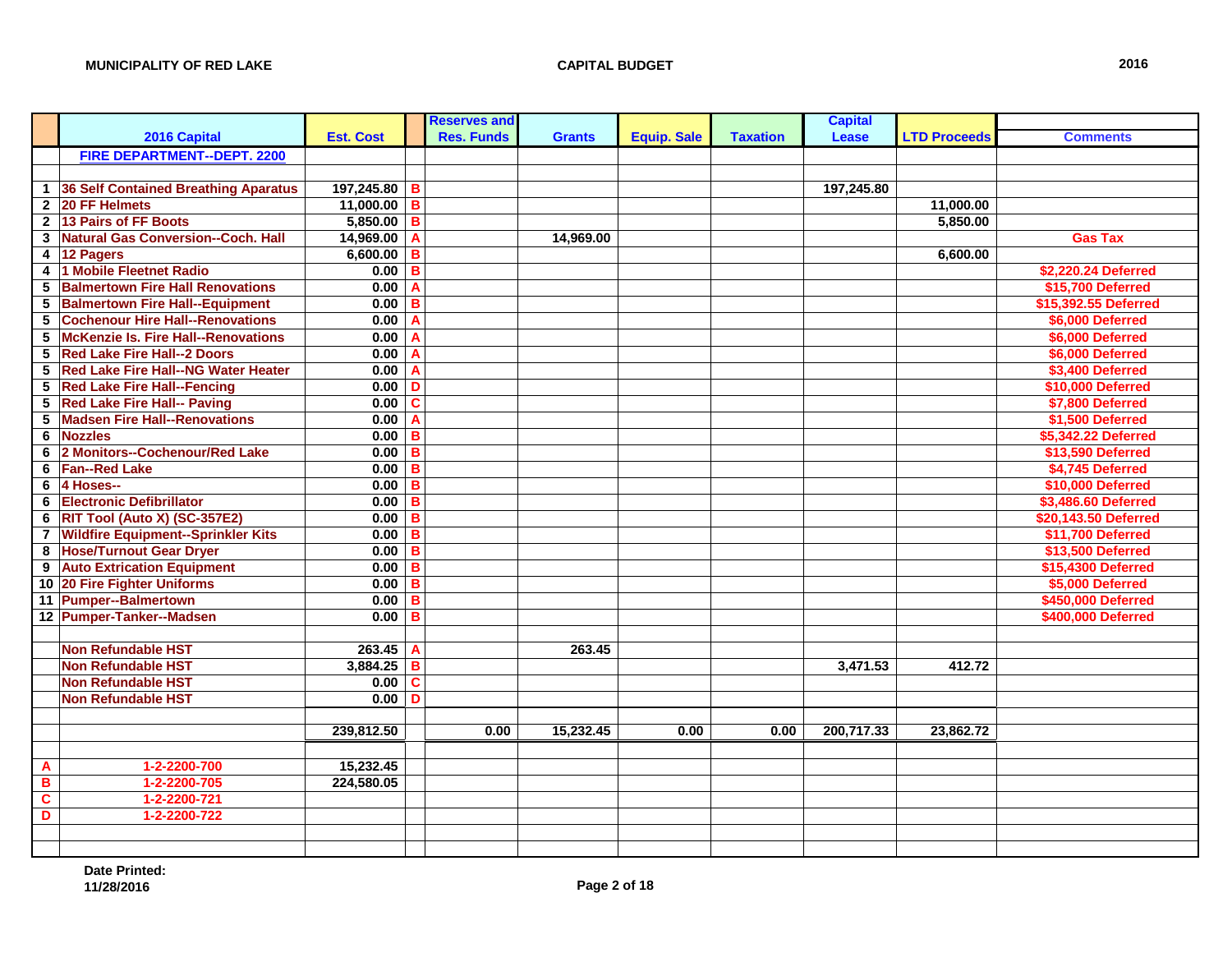**MUNICIPALITY OF RED LAKE** — **CAPITAL BUDGET** — **2016**

| | 2016 Capital | Est. Cost | | Reserves and Res. Funds | Grants | Equip. Sale | Taxation | Capital Lease | LTD Proceeds | Comments |
|---|---|---|---|---|---|---|---|---|---|---|
| | **FIRE DEPARTMENT--DEPT. 2200** | | | | | | | | | |
| | | | | | | | | | | |
| 1 | 36 Self Contained Breathing Aparatus | 197,245.80 | B | | | | | 197,245.80 | | |
| 2 | 20 FF Helmets | 11,000.00 | B | | | | | | 11,000.00 | |
| 2 | 13 Pairs of FF Boots | 5,850.00 | B | | | | | | 5,850.00 | |
| 3 | Natural Gas Conversion--Coch. Hall | 14,969.00 | A | | 14,969.00 | | | | | Gas Tax |
| 4 | 12 Pagers | 6,600.00 | B | | | | | | 6,600.00 | |
| 4 | 1 Mobile Fleetnet Radio | 0.00 | B | | | | | | | $2,220.24 Deferred |
| 5 | Balmertown Fire Hall Renovations | 0.00 | A | | | | | | | $15,700 Deferred |
| 5 | Balmertown Fire Hall--Equipment | 0.00 | B | | | | | | | $15,392.55 Deferred |
| 5 | Cochenour Hire Hall--Renovations | 0.00 | A | | | | | | | $6,000 Deferred |
| 5 | McKenzie Is. Fire Hall--Renovations | 0.00 | A | | | | | | | $6,000 Deferred |
| 5 | Red Lake Fire Hall--2 Doors | 0.00 | A | | | | | | | $6,000 Deferred |
| 5 | Red Lake Fire Hall--NG Water Heater | 0.00 | A | | | | | | | $3,400 Deferred |
| 5 | Red Lake Fire Hall--Fencing | 0.00 | D | | | | | | | $10,000 Deferred |
| 5 | Red Lake Fire Hall-- Paving | 0.00 | C | | | | | | | $7,800 Deferred |
| 5 | Madsen Fire Hall--Renovations | 0.00 | A | | | | | | | $1,500 Deferred |
| 6 | Nozzles | 0.00 | B | | | | | | | $5,342.22 Deferred |
| 6 | 2 Monitors--Cochenour/Red Lake | 0.00 | B | | | | | | | $13,590 Deferred |
| 6 | Fan--Red Lake | 0.00 | B | | | | | | | $4,745 Deferred |
| 6 | 4 Hoses-- | 0.00 | B | | | | | | | $10,000 Deferred |
| 6 | Electronic Defibrillator | 0.00 | B | | | | | | | $3,486.60 Deferred |
| 6 | RIT Tool (Auto X) (SC-357E2) | 0.00 | B | | | | | | | $20,143.50 Deferred |
| 7 | Wildfire Equipment--Sprinkler Kits | 0.00 | B | | | | | | | $11,700 Deferred |
| 8 | Hose/Turnout Gear Dryer | 0.00 | B | | | | | | | $13,500 Deferred |
| 9 | Auto Extrication Equipment | 0.00 | B | | | | | | | $15,4300 Deferred |
| 10 | 20 Fire Fighter Uniforms | 0.00 | B | | | | | | | $5,000 Deferred |
| 11 | Pumper--Balmertown | 0.00 | B | | | | | | | $450,000 Deferred |
| 12 | Pumper-Tanker--Madsen | 0.00 | B | | | | | | | $400,000 Deferred |
| | | | | | | | | | | |
| | Non Refundable HST | 263.45 | A | | 263.45 | | | | | |
| | Non Refundable HST | 3,884.25 | B | | | | | 3,471.53 | 412.72 | |
| | Non Refundable HST | 0.00 | C | | | | | | | |
| | Non Refundable HST | 0.00 | D | | | | | | | |
| | | | | | | | | | | |
| | | 239,812.50 | | 0.00 | 15,232.45 | 0.00 | 0.00 | 200,717.33 | 23,862.72 | |
| | | | | | | | | | | |
| A | 1-2-2200-700 | 15,232.45 | | | | | | | | |
| B | 1-2-2200-705 | 224,580.05 | | | | | | | | |
| C | 1-2-2200-721 | | | | | | | | | |
| D | 1-2-2200-722 | | | | | | | | | |

**Date Printed:**
**11/28/2016**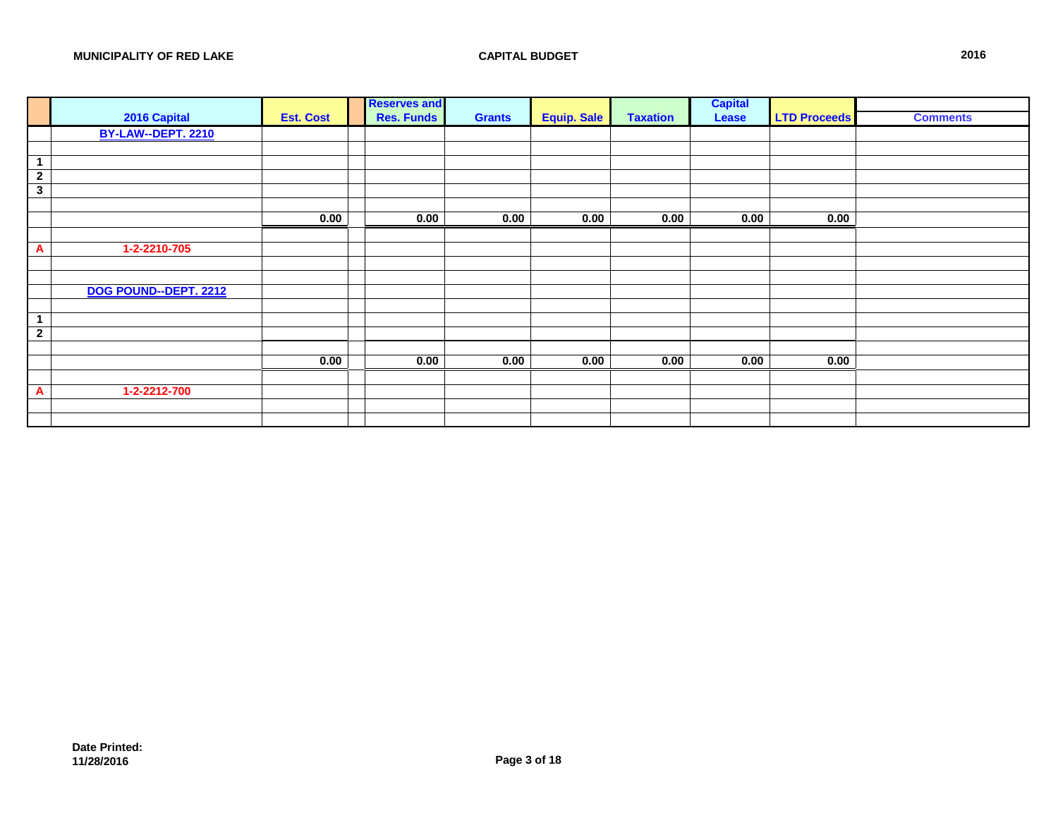MUNICIPALITY OF RED LAKE — CAPITAL BUDGET — 2016

| | 2016 Capital | Est. Cost | | Reserves and Res. Funds | Grants | Equip. Sale | Taxation | Capital Lease | LTD Proceeds | Comments |
|---|---|---|---|---|---|---|---|---|---|---|
| | BY-LAW--DEPT. 2210 | | | | | | | | | |
| | | | | | | | | | | |
| 1 | | | | | | | | | | |
| 2 | | | | | | | | | | |
| 3 | | | | | | | | | | |
| | | | | | | | | | | |
| | | 0.00 | | 0.00 | 0.00 | 0.00 | 0.00 | 0.00 | 0.00 | |
| | | | | | | | | | | |
| A | 1-2-2210-705 | | | | | | | | | |
| | | | | | | | | | | |
| | | | | | | | | | | |
| | DOG POUND--DEPT. 2212 | | | | | | | | | |
| | | | | | | | | | | |
| 1 | | | | | | | | | | |
| 2 | | | | | | | | | | |
| | | | | | | | | | | |
| | | 0.00 | | 0.00 | 0.00 | 0.00 | 0.00 | 0.00 | 0.00 | |
| | | | | | | | | | | |
| A | 1-2-2212-700 | | | | | | | | | |
| | | | | | | | | | | |
| | | | | | | | | | | |

**Date Printed:**
**11/28/2016**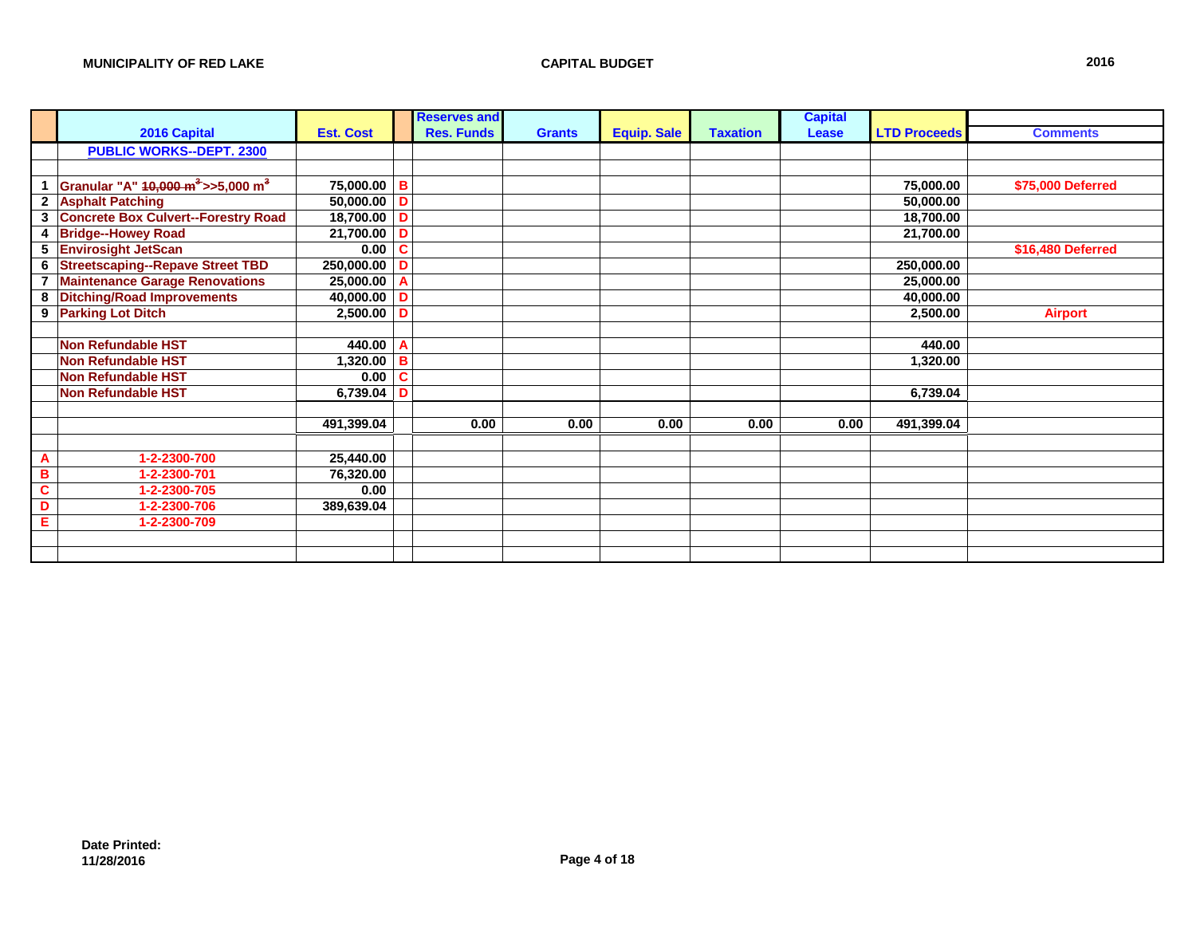MUNICIPALITY OF RED LAKE

CAPITAL BUDGET

2016

| | 2016 Capital | Est. Cost | | Reserves and Res. Funds | Grants | Equip. Sale | Taxation | Capital Lease | LTD Proceeds | Comments |
|---|---|---|---|---|---|---|---|---|---|---|
| | PUBLIC WORKS--DEPT. 2300 | | | | | | | | | |
| | | | | | | | | | | |
| 1 | Granular "A" ~~10,000 m³~~>>5,000 m³ | 75,000.00 | B | | | | | | 75,000.00 | $75,000 Deferred |
| 2 | Asphalt Patching | 50,000.00 | D | | | | | | 50,000.00 | |
| 3 | Concrete Box Culvert--Forestry Road | 18,700.00 | D | | | | | | 18,700.00 | |
| 4 | Bridge--Howey Road | 21,700.00 | D | | | | | | 21,700.00 | |
| 5 | Envirosight JetScan | 0.00 | C | | | | | | | $16,480 Deferred |
| 6 | Streetscaping--Repave Street TBD | 250,000.00 | D | | | | | | 250,000.00 | |
| 7 | Maintenance Garage Renovations | 25,000.00 | A | | | | | | 25,000.00 | |
| 8 | Ditching/Road Improvements | 40,000.00 | D | | | | | | 40,000.00 | |
| 9 | Parking Lot Ditch | 2,500.00 | D | | | | | | 2,500.00 | Airport |
| | | | | | | | | | | |
| | Non Refundable HST | 440.00 | A | | | | | | 440.00 | |
| | Non Refundable HST | 1,320.00 | B | | | | | | 1,320.00 | |
| | Non Refundable HST | 0.00 | C | | | | | | | |
| | Non Refundable HST | 6,739.04 | D | | | | | | 6,739.04 | |
| | | | | | | | | | | |
| | | 491,399.04 | | 0.00 | 0.00 | 0.00 | 0.00 | 0.00 | 491,399.04 | |
| | | | | | | | | | | |
| A | 1-2-2300-700 | 25,440.00 | | | | | | | | |
| B | 1-2-2300-701 | 76,320.00 | | | | | | | | |
| C | 1-2-2300-705 | 0.00 | | | | | | | | |
| D | 1-2-2300-706 | 389,639.04 | | | | | | | | |
| E | 1-2-2300-709 | | | | | | | | | |

Date Printed:
11/28/2016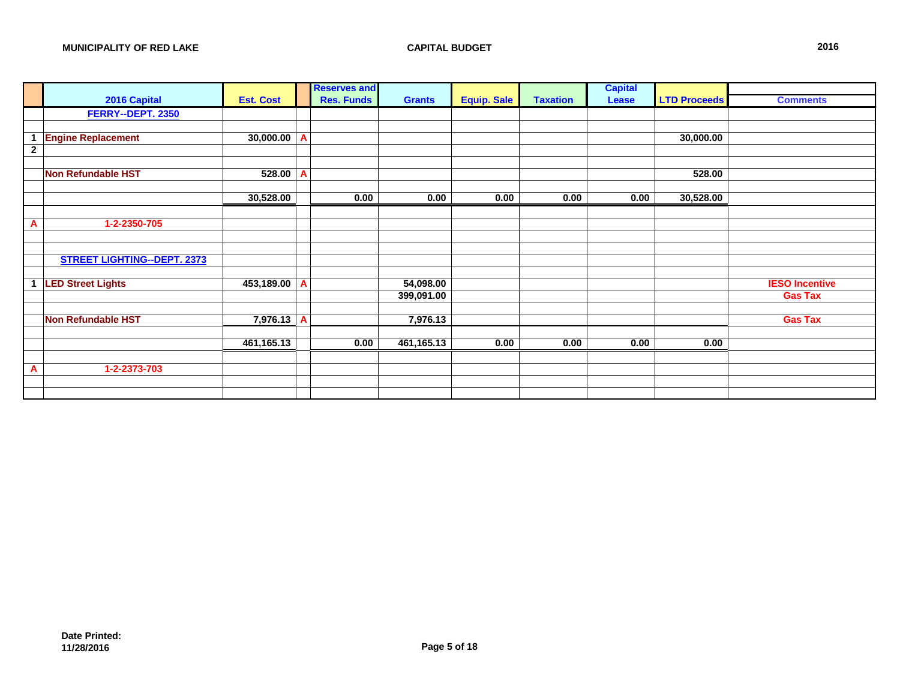**MUNICIPALITY OF RED LAKE** | **CAPITAL BUDGET** | **2016**

| | 2016 Capital | Est. Cost | | Reserves and Res. Funds | Grants | Equip. Sale | Taxation | Capital Lease | LTD Proceeds | Comments |
|---|---|---|---|---|---|---|---|---|---|---|
| | **FERRY--DEPT. 2350** | | | | | | | | | |
| | | | | | | | | | | |
| 1 | Engine Replacement | 30,000.00 | A | | | | | | 30,000.00 | |
| 2 | | | | | | | | | | |
| | | | | | | | | | | |
| | Non Refundable HST | 528.00 | A | | | | | | 528.00 | |
| | | | | | | | | | | |
| | | 30,528.00 | | 0.00 | 0.00 | 0.00 | 0.00 | 0.00 | 30,528.00 | |
| | | | | | | | | | | |
| A | 1-2-2350-705 | | | | | | | | | |
| | | | | | | | | | | |
| | | | | | | | | | | |
| | **STREET LIGHTING--DEPT. 2373** | | | | | | | | | |
| | | | | | | | | | | |
| 1 | LED Street Lights | 453,189.00 | A | | 54,098.00 | | | | | IESO Incentive |
| | | | | | 399,091.00 | | | | | Gas Tax |
| | | | | | | | | | | |
| | Non Refundable HST | 7,976.13 | A | | 7,976.13 | | | | | Gas Tax |
| | | | | | | | | | | |
| | | 461,165.13 | | 0.00 | 461,165.13 | 0.00 | 0.00 | 0.00 | 0.00 | |
| | | | | | | | | | | |
| A | 1-2-2373-703 | | | | | | | | | |

**Date Printed:**
**11/28/2016**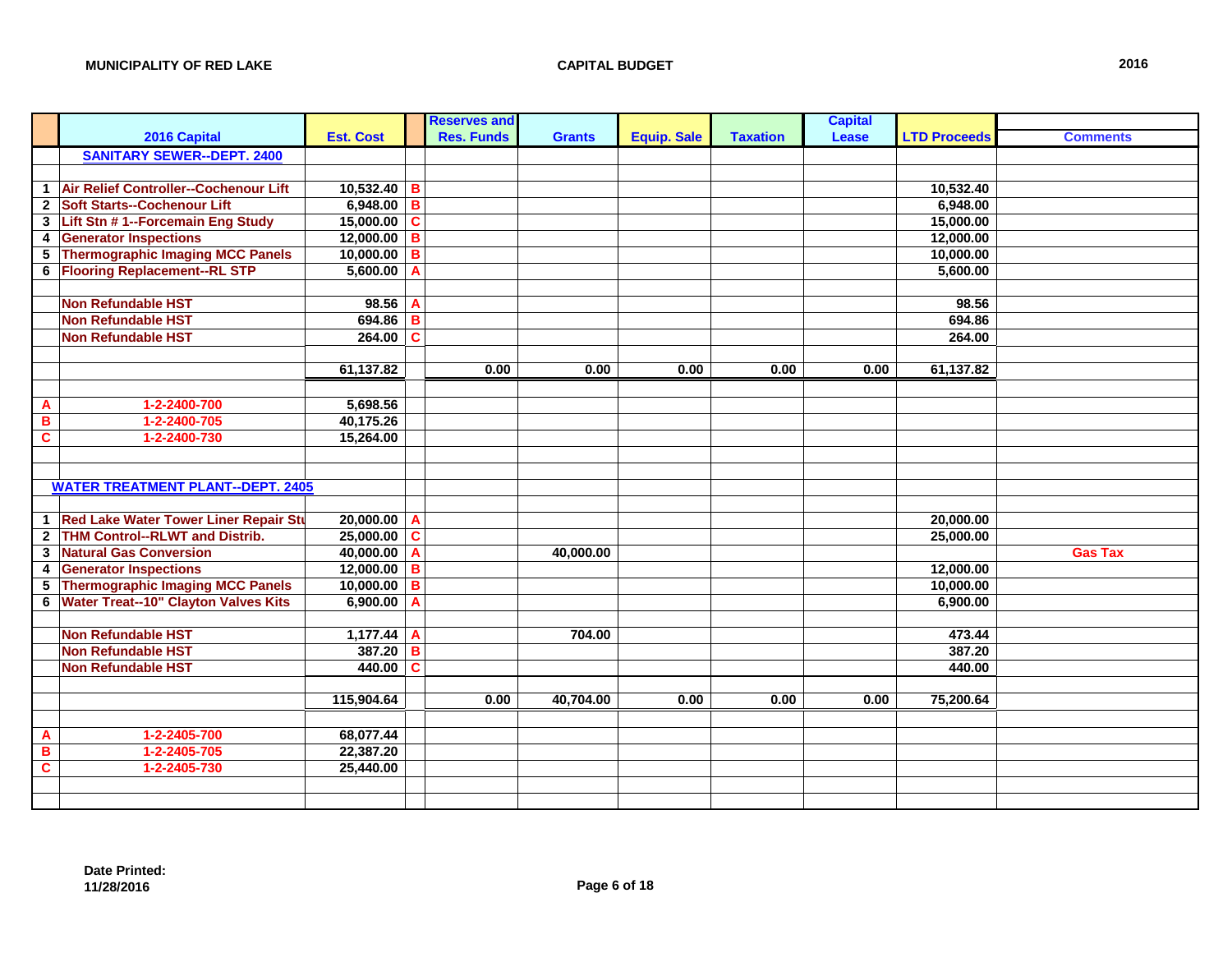**MUNICIPALITY OF RED LAKE** **CAPITAL BUDGET** **2016**

| | 2016 Capital | Est. Cost | | Reserves and Res. Funds | Grants | Equip. Sale | Taxation | Capital Lease | LTD Proceeds | Comments |
|---|---|---|---|---|---|---|---|---|---|---|
| | **SANITARY SEWER--DEPT. 2400** | | | | | | | | | |
| | | | | | | | | | | |
| 1 | Air Relief Controller--Cochenour Lift | 10,532.40 | B | | | | | | 10,532.40 | |
| 2 | Soft Starts--Cochenour Lift | 6,948.00 | B | | | | | | 6,948.00 | |
| 3 | Lift Stn # 1--Forcemain Eng Study | 15,000.00 | C | | | | | | 15,000.00 | |
| 4 | Generator Inspections | 12,000.00 | B | | | | | | 12,000.00 | |
| 5 | Thermographic Imaging MCC Panels | 10,000.00 | B | | | | | | 10,000.00 | |
| 6 | Flooring Replacement--RL STP | 5,600.00 | A | | | | | | 5,600.00 | |
| | | | | | | | | | | |
| | Non Refundable HST | 98.56 | A | | | | | | 98.56 | |
| | Non Refundable HST | 694.86 | B | | | | | | 694.86 | |
| | Non Refundable HST | 264.00 | C | | | | | | 264.00 | |
| | | | | | | | | | | |
| | | 61,137.82 | | 0.00 | 0.00 | 0.00 | 0.00 | 0.00 | 61,137.82 | |
| | | | | | | | | | | |
| A | 1-2-2400-700 | 5,698.56 | | | | | | | | |
| B | 1-2-2400-705 | 40,175.26 | | | | | | | | |
| C | 1-2-2400-730 | 15,264.00 | | | | | | | | |
| | | | | | | | | | | |
| | | | | | | | | | | |
| | **WATER TREATMENT PLANT--DEPT. 2405** | | | | | | | | | |
| | | | | | | | | | | |
| 1 | Red Lake Water Tower Liner Repair Stu | 20,000.00 | A | | | | | | 20,000.00 | |
| 2 | THM Control--RLWT and Distrib. | 25,000.00 | C | | | | | | 25,000.00 | |
| 3 | Natural Gas Conversion | 40,000.00 | A | | 40,000.00 | | | | | Gas Tax |
| 4 | Generator Inspections | 12,000.00 | B | | | | | | 12,000.00 | |
| 5 | Thermographic Imaging MCC Panels | 10,000.00 | B | | | | | | 10,000.00 | |
| 6 | Water Treat--10" Clayton Valves Kits | 6,900.00 | A | | | | | | 6,900.00 | |
| | | | | | | | | | | |
| | Non Refundable HST | 1,177.44 | A | | 704.00 | | | | 473.44 | |
| | Non Refundable HST | 387.20 | B | | | | | | 387.20 | |
| | Non Refundable HST | 440.00 | C | | | | | | 440.00 | |
| | | | | | | | | | | |
| | | 115,904.64 | | 0.00 | 40,704.00 | 0.00 | 0.00 | 0.00 | 75,200.64 | |
| | | | | | | | | | | |
| A | 1-2-2405-700 | 68,077.44 | | | | | | | | |
| B | 1-2-2405-705 | 22,387.20 | | | | | | | | |
| C | 1-2-2405-730 | 25,440.00 | | | | | | | | |

**Date Printed:**
**11/28/2016**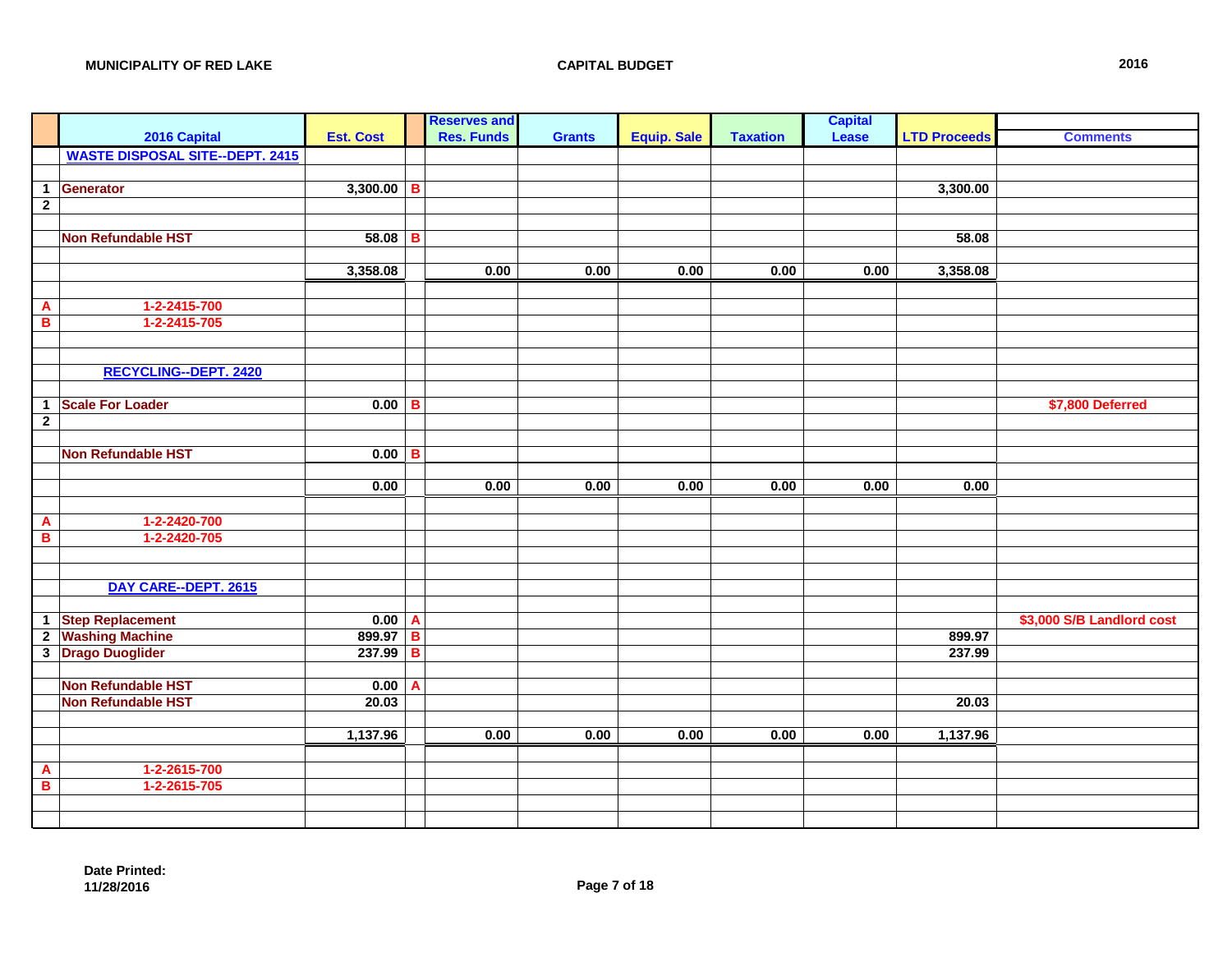**MUNICIPALITY OF RED LAKE** | **CAPITAL BUDGET** | **2016**

| | 2016 Capital | Est. Cost | | Reserves and Res. Funds | Grants | Equip. Sale | Taxation | Capital Lease | LTD Proceeds | Comments |
|---|---|---|---|---|---|---|---|---|---|---|
| | WASTE DISPOSAL SITE--DEPT. 2415 | | | | | | | | | |
| | | | | | | | | | | |
| 1 | Generator | 3,300.00 | B | | | | | | 3,300.00 | |
| 2 | | | | | | | | | | |
| | | | | | | | | | | |
| | Non Refundable HST | 58.08 | B | | | | | | 58.08 | |
| | | | | | | | | | | |
| | | 3,358.08 | | 0.00 | 0.00 | 0.00 | 0.00 | 0.00 | 3,358.08 | |
| | | | | | | | | | | |
| A | 1-2-2415-700 | | | | | | | | | |
| B | 1-2-2415-705 | | | | | | | | | |
| | | | | | | | | | | |
| | | | | | | | | | | |
| | RECYCLING--DEPT. 2420 | | | | | | | | | |
| | | | | | | | | | | |
| 1 | Scale For Loader | 0.00 | B | | | | | | | $7,800 Deferred |
| 2 | | | | | | | | | | |
| | | | | | | | | | | |
| | Non Refundable HST | 0.00 | B | | | | | | | |
| | | | | | | | | | | |
| | | 0.00 | | 0.00 | 0.00 | 0.00 | 0.00 | 0.00 | 0.00 | |
| | | | | | | | | | | |
| A | 1-2-2420-700 | | | | | | | | | |
| B | 1-2-2420-705 | | | | | | | | | |
| | | | | | | | | | | |
| | | | | | | | | | | |
| | DAY CARE--DEPT. 2615 | | | | | | | | | |
| | | | | | | | | | | |
| 1 | Step Replacement | 0.00 | A | | | | | | | $3,000 S/B Landlord cost |
| 2 | Washing Machine | 899.97 | B | | | | | | 899.97 | |
| 3 | Drago Duoglider | 237.99 | B | | | | | | 237.99 | |
| | | | | | | | | | | |
| | Non Refundable HST | 0.00 | A | | | | | | | |
| | Non Refundable HST | 20.03 | | | | | | | 20.03 | |
| | | | | | | | | | | |
| | | 1,137.96 | | 0.00 | 0.00 | 0.00 | 0.00 | 0.00 | 1,137.96 | |
| | | | | | | | | | | |
| A | 1-2-2615-700 | | | | | | | | | |
| B | 1-2-2615-705 | | | | | | | | | |

Date Printed:
11/28/2016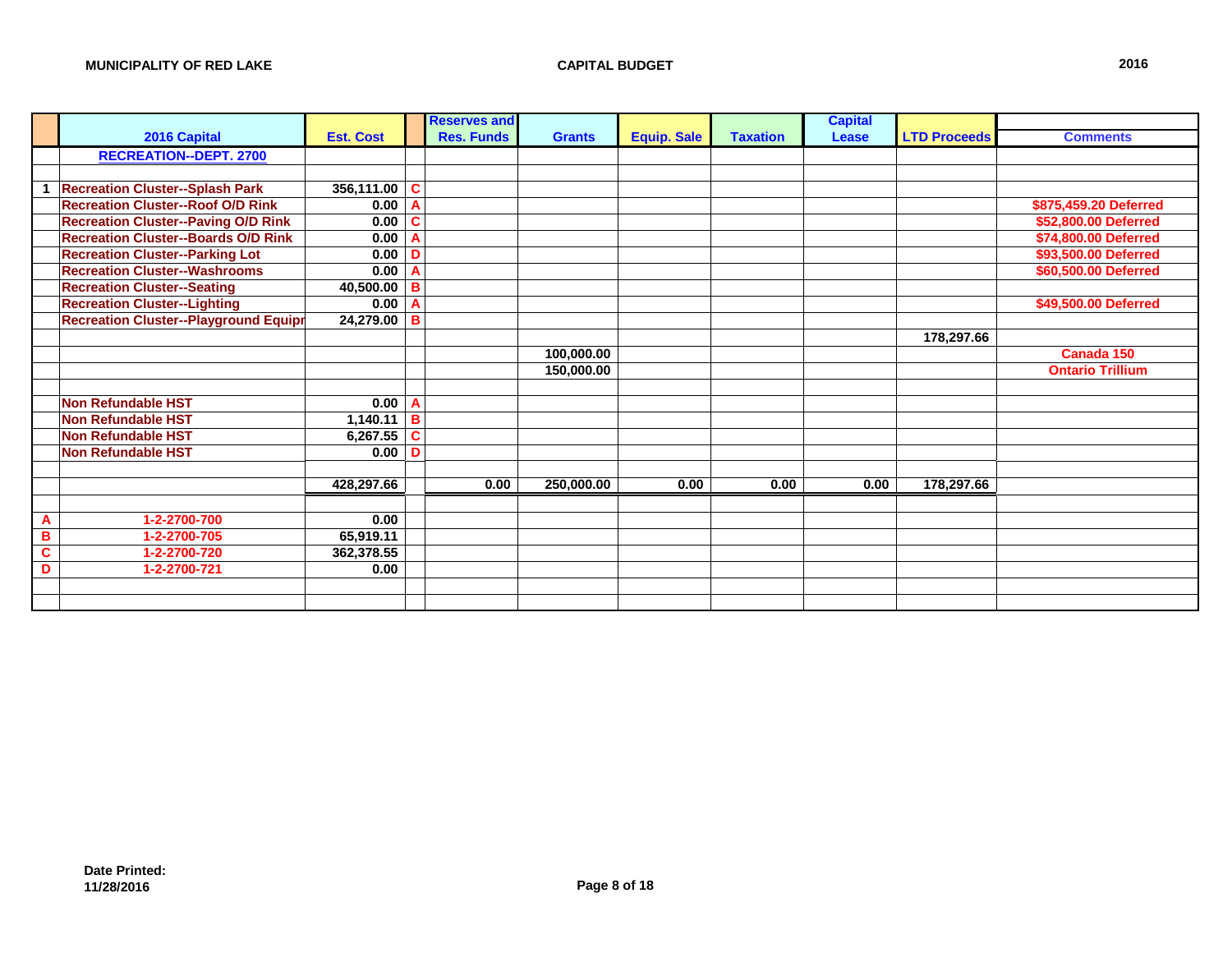**MUNICIPALITY OF RED LAKE** **CAPITAL BUDGET** **2016**

| | 2016 Capital | Est. Cost | | Reserves and Res. Funds | Grants | Equip. Sale | Taxation | Capital Lease | LTD Proceeds | Comments |
|---|---|---|---|---|---|---|---|---|---|---|
| | RECREATION--DEPT. 2700 | | | | | | | | | |
| | | | | | | | | | | |
| 1 | Recreation Cluster--Splash Park | 356,111.00 | C | | | | | | | |
| | Recreation Cluster--Roof O/D Rink | 0.00 | A | | | | | | | $875,459.20 Deferred |
| | Recreation Cluster--Paving O/D Rink | 0.00 | C | | | | | | | $52,800.00 Deferred |
| | Recreation Cluster--Boards O/D Rink | 0.00 | A | | | | | | | $74,800.00 Deferred |
| | Recreation Cluster--Parking Lot | 0.00 | D | | | | | | | $93,500.00 Deferred |
| | Recreation Cluster--Washrooms | 0.00 | A | | | | | | | $60,500.00 Deferred |
| | Recreation Cluster--Seating | 40,500.00 | B | | | | | | | |
| | Recreation Cluster--Lighting | 0.00 | A | | | | | | | $49,500.00 Deferred |
| | Recreation Cluster--Playground Equipr | 24,279.00 | B | | | | | | | |
| | | | | | | | | | 178,297.66 | |
| | | | | | 100,000.00 | | | | | Canada 150 |
| | | | | | 150,000.00 | | | | | Ontario Trillium |
| | | | | | | | | | | |
| | Non Refundable HST | 0.00 | A | | | | | | | |
| | Non Refundable HST | 1,140.11 | B | | | | | | | |
| | Non Refundable HST | 6,267.55 | C | | | | | | | |
| | Non Refundable HST | 0.00 | D | | | | | | | |
| | | | | | | | | | | |
| | | 428,297.66 | | 0.00 | 250,000.00 | 0.00 | 0.00 | 0.00 | 178,297.66 | |
| | | | | | | | | | | |
| A | 1-2-2700-700 | 0.00 | | | | | | | | |
| B | 1-2-2700-705 | 65,919.11 | | | | | | | | |
| C | 1-2-2700-720 | 362,378.55 | | | | | | | | |
| D | 1-2-2700-721 | 0.00 | | | | | | | | |

**Date Printed:**
**11/28/2016**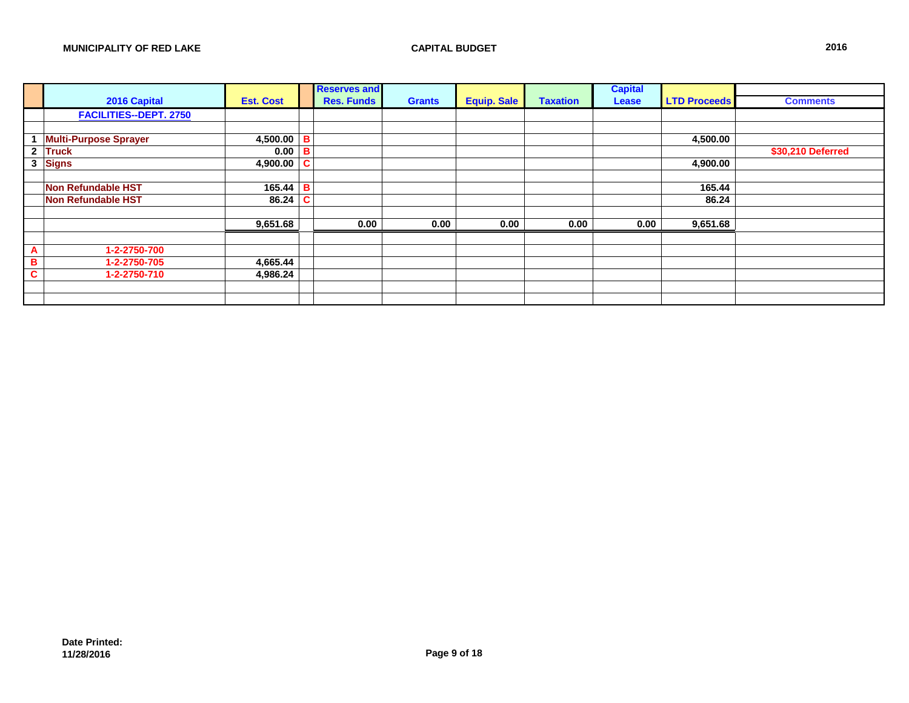MUNICIPALITY OF RED LAKE — CAPITAL BUDGET — 2016

| | 2016 Capital | Est. Cost | | Reserves and Res. Funds | Grants | Equip. Sale | Taxation | Capital Lease | LTD Proceeds | Comments |
|---|---|---|---|---|---|---|---|---|---|---|
| | **FACILITIES--DEPT. 2750** | | | | | | | | | |
| | | | | | | | | | | |
| 1 | Multi-Purpose Sprayer | 4,500.00 | B | | | | | | 4,500.00 | |
| 2 | Truck | 0.00 | B | | | | | | | $30,210 Deferred |
| 3 | Signs | 4,900.00 | C | | | | | | 4,900.00 | |
| | | | | | | | | | | |
| | Non Refundable HST | 165.44 | B | | | | | | 165.44 | |
| | Non Refundable HST | 86.24 | C | | | | | | 86.24 | |
| | | | | | | | | | | |
| | | 9,651.68 | | 0.00 | 0.00 | 0.00 | 0.00 | 0.00 | 9,651.68 | |
| | | | | | | | | | | |
| A | 1-2-2750-700 | | | | | | | | | |
| B | 1-2-2750-705 | 4,665.44 | | | | | | | | |
| C | 1-2-2750-710 | 4,986.24 | | | | | | | | |

Date Printed:
11/28/2016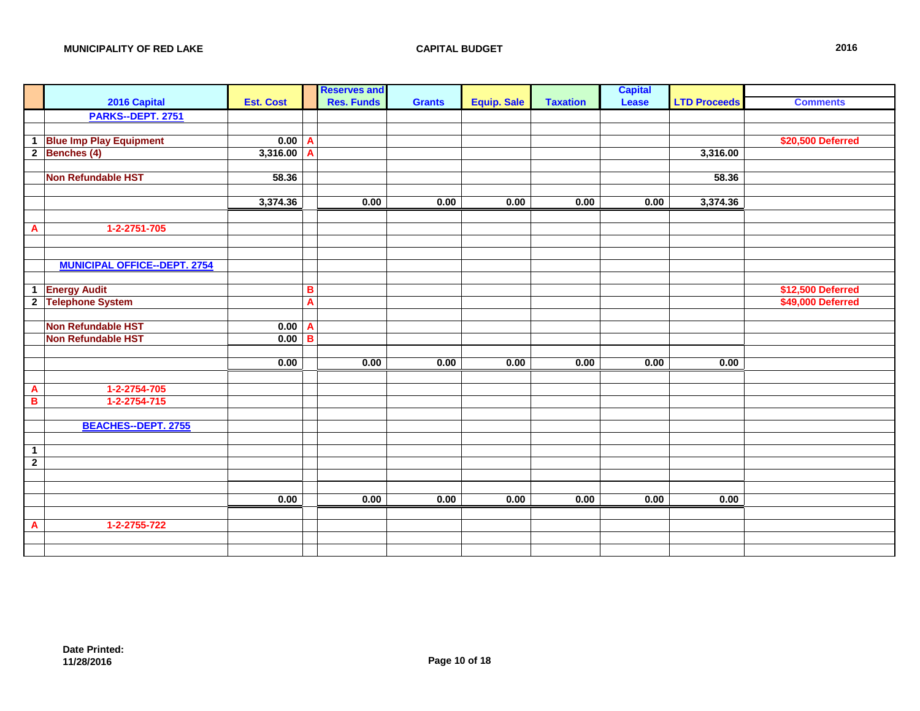MUNICIPALITY OF RED LAKE — CAPITAL BUDGET — 2016

| | 2016 Capital | Est. Cost | | Reserves and Res. Funds | Grants | Equip. Sale | Taxation | Capital Lease | LTD Proceeds | Comments |
|---|---|---|---|---|---|---|---|---|---|---|
| | **PARKS--DEPT. 2751** | | | | | | | | | |
| | | | | | | | | | | |
| 1 | Blue Imp Play Equipment | 0.00 | A | | | | | | | $20,500 Deferred |
| 2 | Benches (4) | 3,316.00 | A | | | | | | 3,316.00 | |
| | | | | | | | | | | |
| | Non Refundable HST | 58.36 | | | | | | | 58.36 | |
| | | | | | | | | | | |
| | | 3,374.36 | | 0.00 | 0.00 | 0.00 | 0.00 | 0.00 | 3,374.36 | |
| | | | | | | | | | | |
| A | 1-2-2751-705 | | | | | | | | | |
| | | | | | | | | | | |
| | | | | | | | | | | |
| | **MUNICIPAL OFFICE--DEPT. 2754** | | | | | | | | | |
| | | | | | | | | | | |
| 1 | Energy Audit | | B | | | | | | | $12,500 Deferred |
| 2 | Telephone System | | A | | | | | | | $49,000 Deferred |
| | | | | | | | | | | |
| | Non Refundable HST | 0.00 | A | | | | | | | |
| | Non Refundable HST | 0.00 | B | | | | | | | |
| | | | | | | | | | | |
| | | 0.00 | | 0.00 | 0.00 | 0.00 | 0.00 | 0.00 | 0.00 | |
| | | | | | | | | | | |
| A | 1-2-2754-705 | | | | | | | | | |
| B | 1-2-2754-715 | | | | | | | | | |
| | | | | | | | | | | |
| | **BEACHES--DEPT. 2755** | | | | | | | | | |
| | | | | | | | | | | |
| 1 | | | | | | | | | | |
| 2 | | | | | | | | | | |
| | | | | | | | | | | |
| | | | | | | | | | | |
| | | 0.00 | | 0.00 | 0.00 | 0.00 | 0.00 | 0.00 | 0.00 | |
| | | | | | | | | | | |
| A | 1-2-2755-722 | | | | | | | | | |

Date Printed:
11/28/2016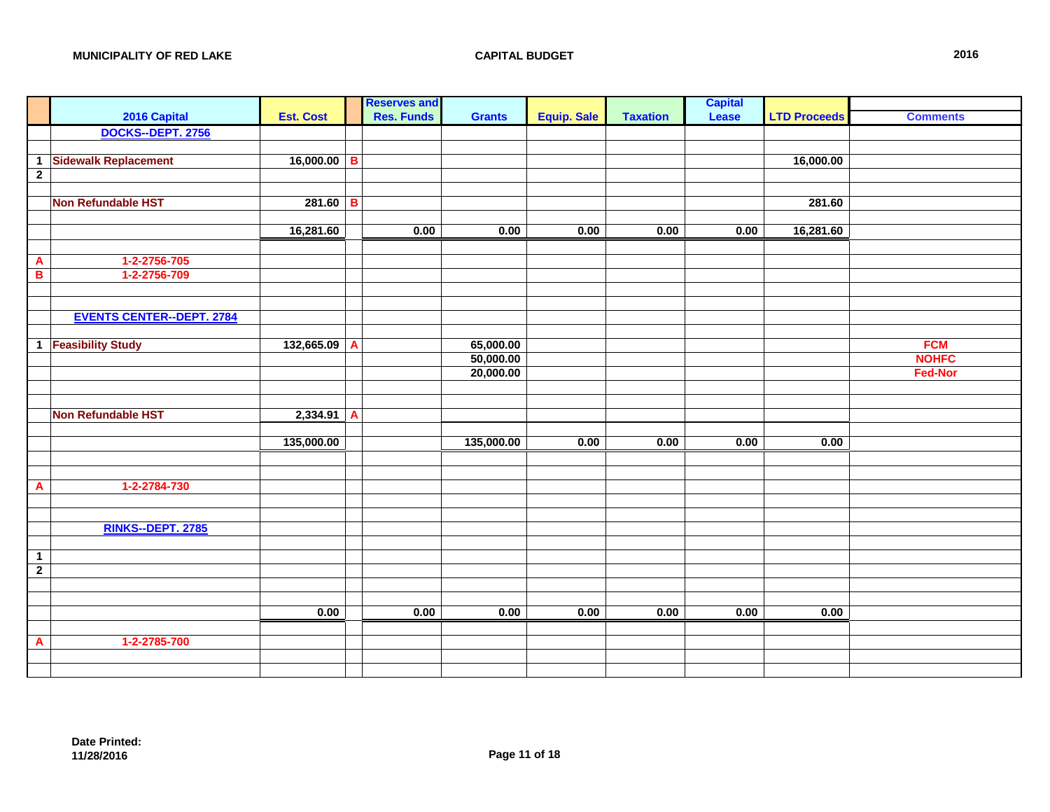MUNICIPALITY OF RED LAKE — CAPITAL BUDGET — 2016

| | 2016 Capital | Est. Cost | | Reserves and Res. Funds | Grants | Equip. Sale | Taxation | Capital Lease | LTD Proceeds | Comments |
|---|---|---|---|---|---|---|---|---|---|---|
| | DOCKS--DEPT. 2756 | | | | | | | | | |
| | | | | | | | | | | |
| 1 | Sidewalk Replacement | 16,000.00 | B | | | | | | 16,000.00 | |
| 2 | | | | | | | | | | |
| | | | | | | | | | | |
| | Non Refundable HST | 281.60 | B | | | | | | 281.60 | |
| | | | | | | | | | | |
| | | 16,281.60 | | 0.00 | 0.00 | 0.00 | 0.00 | 0.00 | 16,281.60 | |
| | | | | | | | | | | |
| A | 1-2-2756-705 | | | | | | | | | |
| B | 1-2-2756-709 | | | | | | | | | |
| | | | | | | | | | | |
| | EVENTS CENTER--DEPT. 2784 | | | | | | | | | |
| | | | | | | | | | | |
| 1 | Feasibility Study | 132,665.09 | A | | 65,000.00 | | | | | FCM |
| | | | | | 50,000.00 | | | | | NOHFC |
| | | | | | 20,000.00 | | | | | Fed-Nor |
| | | | | | | | | | | |
| | Non Refundable HST | 2,334.91 | A | | | | | | | |
| | | | | | | | | | | |
| | | 135,000.00 | | | 135,000.00 | 0.00 | 0.00 | 0.00 | 0.00 | |
| | | | | | | | | | | |
| A | 1-2-2784-730 | | | | | | | | | |
| | | | | | | | | | | |
| | RINKS--DEPT. 2785 | | | | | | | | | |
| | | | | | | | | | | |
| 1 | | | | | | | | | | |
| 2 | | | | | | | | | | |
| | | | | | | | | | | |
| | | 0.00 | | 0.00 | 0.00 | 0.00 | 0.00 | 0.00 | 0.00 | |
| | | | | | | | | | | |
| A | 1-2-2785-700 | | | | | | | | | |

Date Printed:
11/28/2016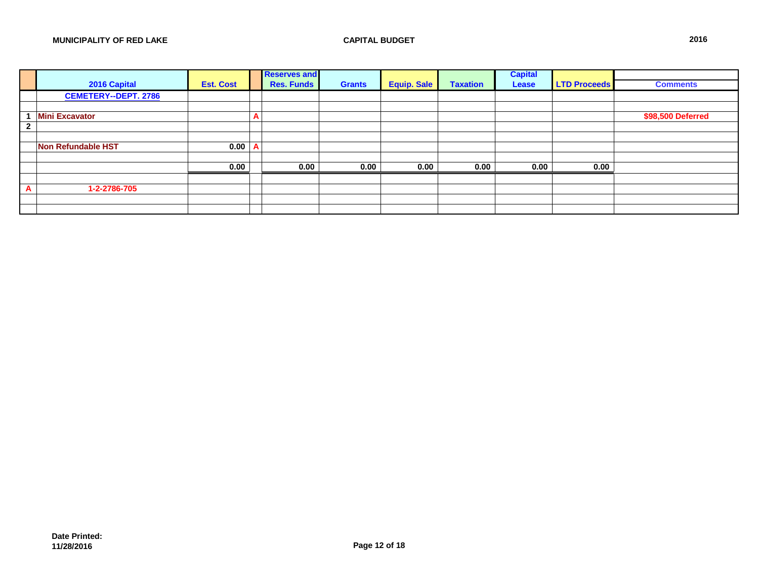**MUNICIPALITY OF RED LAKE** **CAPITAL BUDGET** **2016**

| | 2016 Capital | Est. Cost | | Reserves and Res. Funds | Grants | Equip. Sale | Taxation | Capital Lease | LTD Proceeds | Comments |
|---|---|---|---|---|---|---|---|---|---|---|
| | CEMETERY--DEPT. 2786 | | | | | | | | | |
| | | | | | | | | | | |
| 1 | Mini Excavator | | A | | | | | | | $98,500 Deferred |
| 2 | | | | | | | | | | |
| | | | | | | | | | | |
| | Non Refundable HST | 0.00 | A | | | | | | | |
| | | | | | | | | | | |
| | | 0.00 | | 0.00 | 0.00 | 0.00 | 0.00 | 0.00 | 0.00 | |
| | | | | | | | | | | |
| A | 1-2-2786-705 | | | | | | | | | |

**Date Printed:**
**11/28/2016**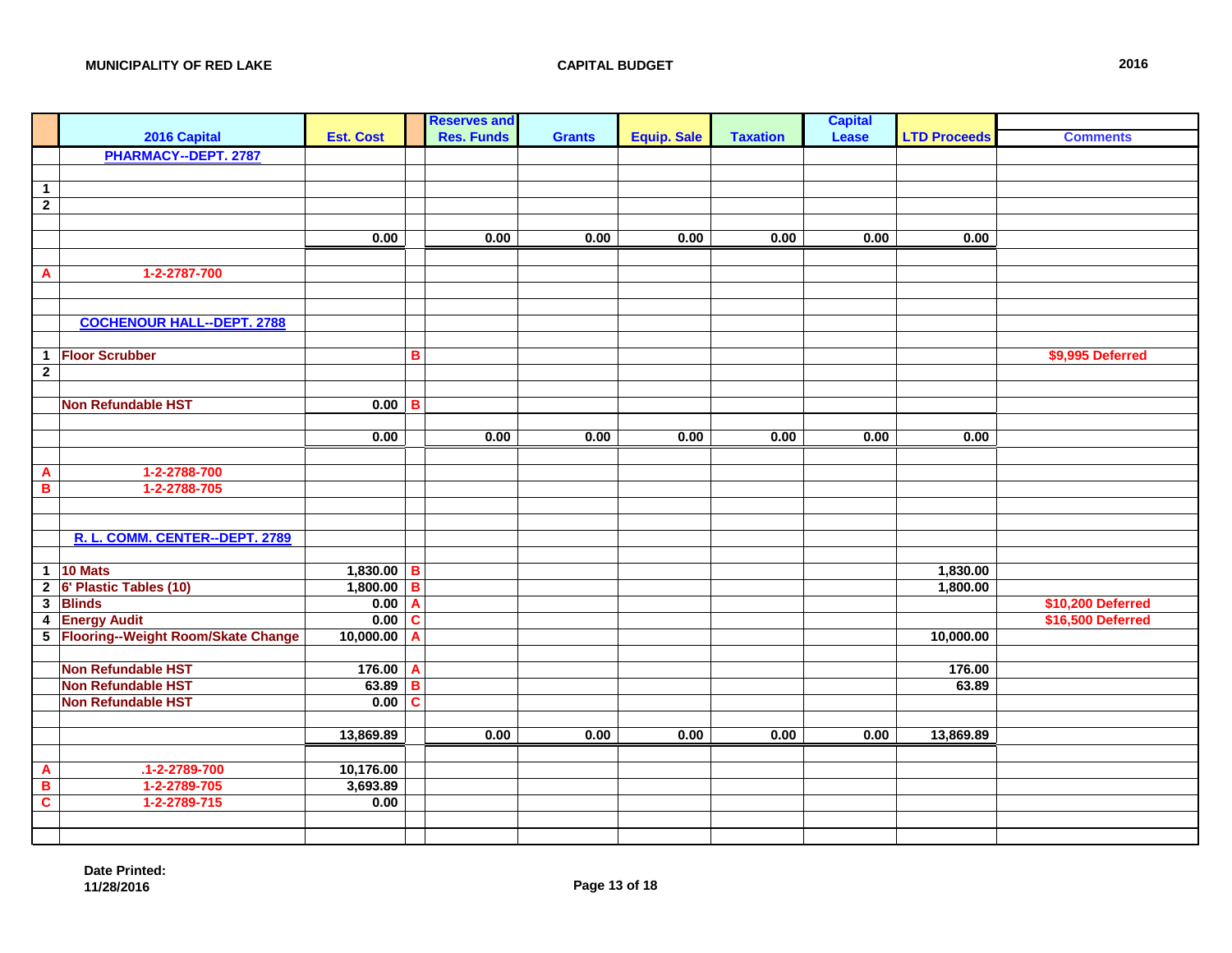**MUNICIPALITY OF RED LAKE** **CAPITAL BUDGET** **2016**

| | 2016 Capital | Est. Cost | | Reserves and Res. Funds | Grants | Equip. Sale | Taxation | Capital Lease | LTD Proceeds | Comments |
|---|---|---|---|---|---|---|---|---|---|---|
| | PHARMACY--DEPT. 2787 | | | | | | | | | |
| | | | | | | | | | | |
| 1 | | | | | | | | | | |
| 2 | | | | | | | | | | |
| | | | | | | | | | | |
| | | 0.00 | | 0.00 | 0.00 | 0.00 | 0.00 | 0.00 | 0.00 | |
| | | | | | | | | | | |
| A | 1-2-2787-700 | | | | | | | | | |
| | | | | | | | | | | |
| | | | | | | | | | | |
| | COCHENOUR HALL--DEPT. 2788 | | | | | | | | | |
| | | | | | | | | | | |
| 1 | Floor Scrubber | | B | | | | | | | $9,995 Deferred |
| 2 | | | | | | | | | | |
| | | | | | | | | | | |
| | Non Refundable HST | 0.00 | B | | | | | | | |
| | | | | | | | | | | |
| | | 0.00 | | 0.00 | 0.00 | 0.00 | 0.00 | 0.00 | 0.00 | |
| | | | | | | | | | | |
| A | 1-2-2788-700 | | | | | | | | | |
| B | 1-2-2788-705 | | | | | | | | | |
| | | | | | | | | | | |
| | | | | | | | | | | |
| | R. L. COMM. CENTER--DEPT. 2789 | | | | | | | | | |
| | | | | | | | | | | |
| 1 | 10 Mats | 1,830.00 | B | | | | | | 1,830.00 | |
| 2 | 6' Plastic Tables (10) | 1,800.00 | B | | | | | | 1,800.00 | |
| 3 | Blinds | 0.00 | A | | | | | | | $10,200 Deferred |
| 4 | Energy Audit | 0.00 | C | | | | | | | $16,500 Deferred |
| 5 | Flooring--Weight Room/Skate Change | 10,000.00 | A | | | | | | 10,000.00 | |
| | | | | | | | | | | |
| | Non Refundable HST | 176.00 | A | | | | | | 176.00 | |
| | Non Refundable HST | 63.89 | B | | | | | | 63.89 | |
| | Non Refundable HST | 0.00 | C | | | | | | | |
| | | | | | | | | | | |
| | | 13,869.89 | | 0.00 | 0.00 | 0.00 | 0.00 | 0.00 | 13,869.89 | |
| | | | | | | | | | | |
| A | .1-2-2789-700 | 10,176.00 | | | | | | | | |
| B | 1-2-2789-705 | 3,693.89 | | | | | | | | |
| C | 1-2-2789-715 | 0.00 | | | | | | | | |

**Date Printed:**
**11/28/2016**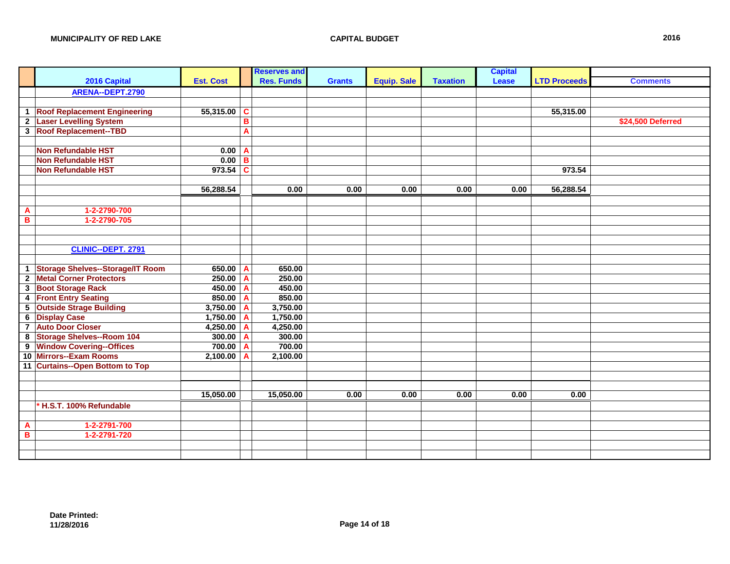**MUNICIPALITY OF RED LAKE** — **CAPITAL BUDGET** — **2016**

| | 2016 Capital | Est. Cost | | Reserves and Res. Funds | Grants | Equip. Sale | Taxation | Capital Lease | LTD Proceeds | Comments |
|---|---|---|---|---|---|---|---|---|---|---|
| | **ARENA--DEPT.2790** | | | | | | | | | |
| | | | | | | | | | | |
| 1 | Roof Replacement Engineering | 55,315.00 | C | | | | | | 55,315.00 | |
| 2 | Laser Levelling System | | B | | | | | | | $24,500 Deferred |
| 3 | Roof Replacement--TBD | | A | | | | | | | |
| | | | | | | | | | | |
| | Non Refundable HST | 0.00 | A | | | | | | | |
| | Non Refundable HST | 0.00 | B | | | | | | | |
| | Non Refundable HST | 973.54 | C | | | | | | 973.54 | |
| | | | | | | | | | | |
| | | 56,288.54 | | 0.00 | 0.00 | 0.00 | 0.00 | 0.00 | 56,288.54 | |
| | | | | | | | | | | |
| A | 1-2-2790-700 | | | | | | | | | |
| B | 1-2-2790-705 | | | | | | | | | |
| | | | | | | | | | | |
| | **CLINIC--DEPT. 2791** | | | | | | | | | |
| | | | | | | | | | | |
| 1 | Storage Shelves--Storage/IT Room | 650.00 | A | 650.00 | | | | | | |
| 2 | Metal Corner Protectors | 250.00 | A | 250.00 | | | | | | |
| 3 | Boot Storage Rack | 450.00 | A | 450.00 | | | | | | |
| 4 | Front Entry Seating | 850.00 | A | 850.00 | | | | | | |
| 5 | Outside Strage Building | 3,750.00 | A | 3,750.00 | | | | | | |
| 6 | Display Case | 1,750.00 | A | 1,750.00 | | | | | | |
| 7 | Auto Door Closer | 4,250.00 | A | 4,250.00 | | | | | | |
| 8 | Storage Shelves--Room 104 | 300.00 | A | 300.00 | | | | | | |
| 9 | Window Covering--Offices | 700.00 | A | 700.00 | | | | | | |
| 10 | Mirrors--Exam Rooms | 2,100.00 | A | 2,100.00 | | | | | | |
| 11 | Curtains--Open Bottom to Top | | | | | | | | | |
| | | | | | | | | | | |
| | | 15,050.00 | | 15,050.00 | 0.00 | 0.00 | 0.00 | 0.00 | 0.00 | |
| | * H.S.T. 100% Refundable | | | | | | | | | |
| | | | | | | | | | | |
| A | 1-2-2791-700 | | | | | | | | | |
| B | 1-2-2791-720 | | | | | | | | | |

**Date Printed:**
**11/28/2016**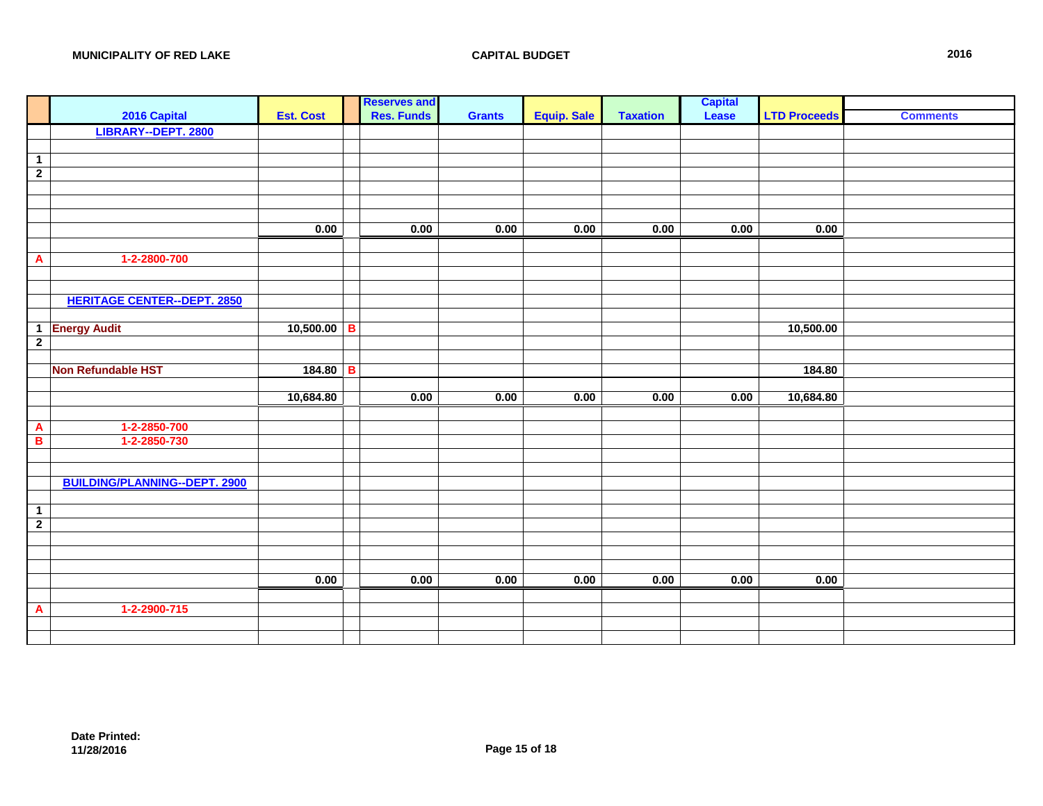**MUNICIPALITY OF RED LAKE** — **CAPITAL BUDGET** — **2016**

| | 2016 Capital | Est. Cost | | Reserves and Res. Funds | Grants | Equip. Sale | Taxation | Capital Lease | LTD Proceeds | Comments |
|---|---|---|---|---|---|---|---|---|---|---|
| | **LIBRARY--DEPT. 2800** | | | | | | | | | |
| 1 | | | | | | | | | | |
| 2 | | | | | | | | | | |
| | | 0.00 | | 0.00 | 0.00 | 0.00 | 0.00 | 0.00 | 0.00 | |
| A | 1-2-2800-700 | | | | | | | | | |
| | **HERITAGE CENTER--DEPT. 2850** | | | | | | | | | |
| 1 | Energy Audit | 10,500.00 | B | | | | | | 10,500.00 | |
| 2 | | | | | | | | | | |
| | Non Refundable HST | 184.80 | B | | | | | | 184.80 | |
| | | 10,684.80 | | 0.00 | 0.00 | 0.00 | 0.00 | 0.00 | 10,684.80 | |
| A | 1-2-2850-700 | | | | | | | | | |
| B | 1-2-2850-730 | | | | | | | | | |
| | **BUILDING/PLANNING--DEPT. 2900** | | | | | | | | | |
| 1 | | | | | | | | | | |
| 2 | | | | | | | | | | |
| | | 0.00 | | 0.00 | 0.00 | 0.00 | 0.00 | 0.00 | 0.00 | |
| A | 1-2-2900-715 | | | | | | | | | |

**Date Printed:**
**11/28/2016**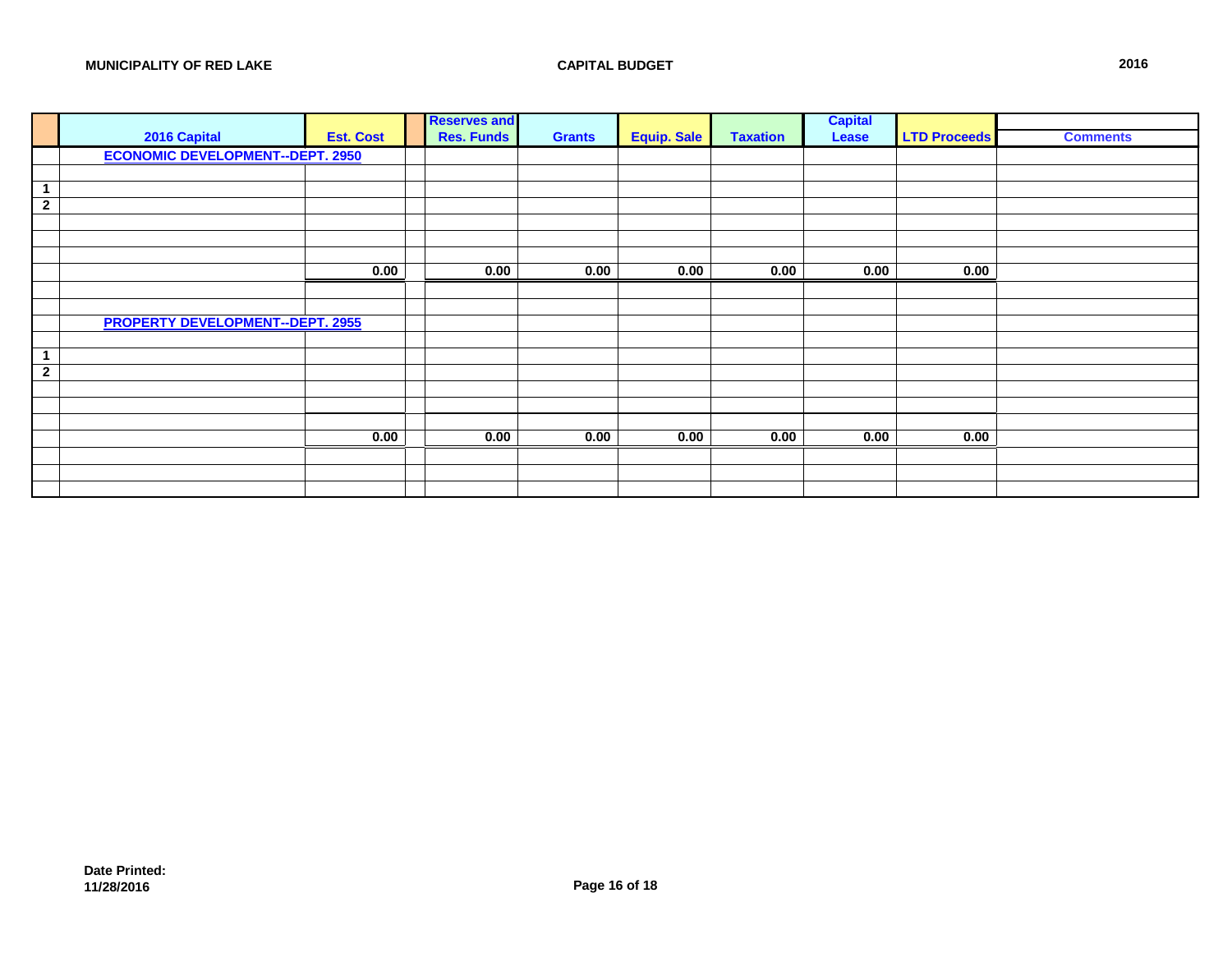**MUNICIPALITY OF RED LAKE** | **CAPITAL BUDGET** | **2016**

| | 2016 Capital | Est. Cost | | Reserves and Res. Funds | Grants | Equip. Sale | Taxation | Capital Lease | LTD Proceeds | Comments |
|---|---|---|---|---|---|---|---|---|---|---|
| | ECONOMIC DEVELOPMENT--DEPT. 2950 | | | | | | | | | |
| | | | | | | | | | | |
| 1 | | | | | | | | | | |
| 2 | | | | | | | | | | |
| | | | | | | | | | | |
| | | | | | | | | | | |
| | | | | | | | | | | |
| | | 0.00 | | 0.00 | 0.00 | 0.00 | 0.00 | 0.00 | 0.00 | |
| | | | | | | | | | | |
| | | | | | | | | | | |
| | PROPERTY DEVELOPMENT--DEPT. 2955 | | | | | | | | | |
| | | | | | | | | | | |
| 1 | | | | | | | | | | |
| 2 | | | | | | | | | | |
| | | | | | | | | | | |
| | | | | | | | | | | |
| | | | | | | | | | | |
| | | 0.00 | | 0.00 | 0.00 | 0.00 | 0.00 | 0.00 | 0.00 | |
| | | | | | | | | | | |
| | | | | | | | | | | |
| | | | | | | | | | | |

**Date Printed:**
**11/28/2016**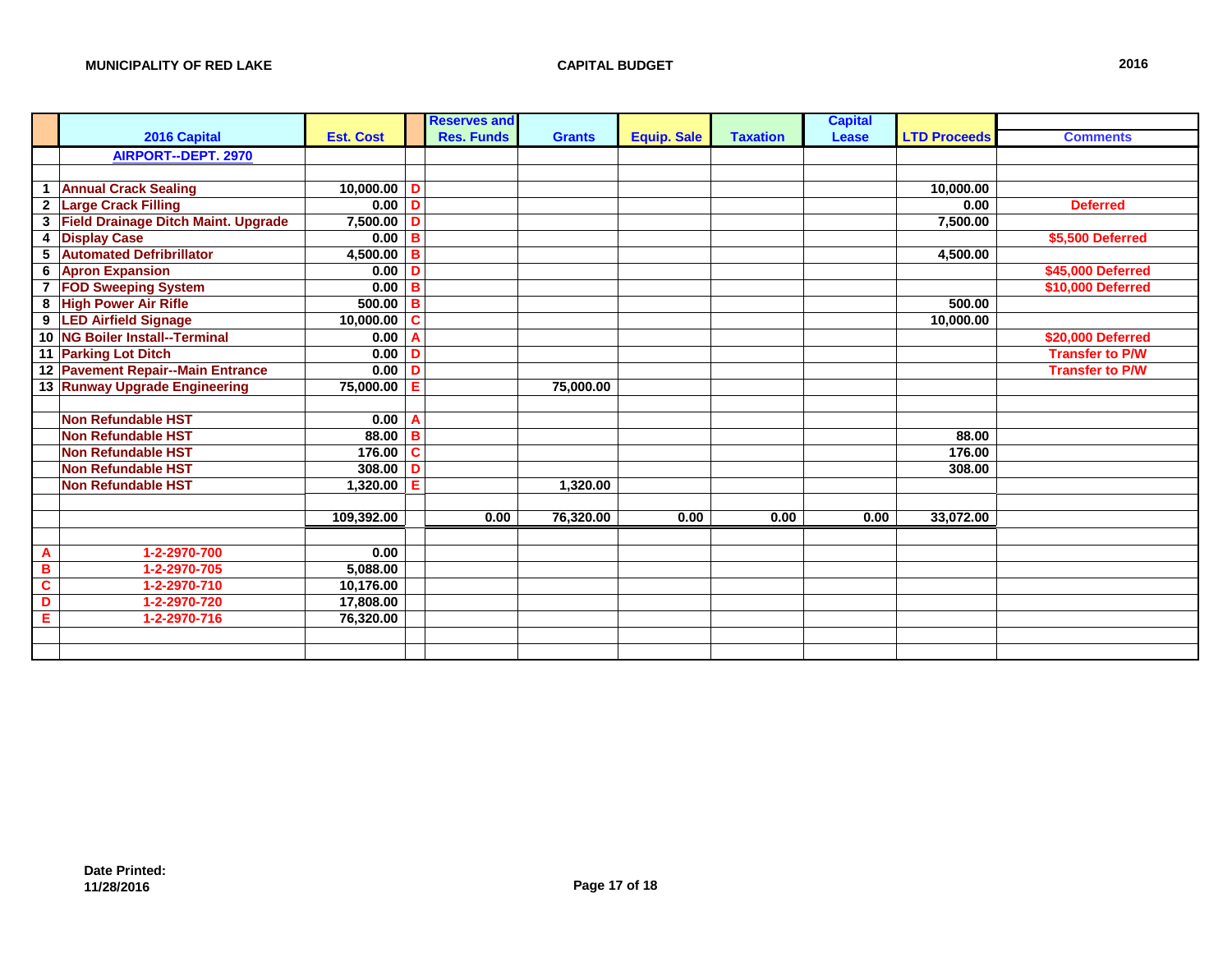**MUNICIPALITY OF RED LAKE** **CAPITAL BUDGET** **2016**

| | 2016 Capital | Est. Cost | | Reserves and Res. Funds | Grants | Equip. Sale | Taxation | Capital Lease | LTD Proceeds | Comments |
|---|---|---|---|---|---|---|---|---|---|---|
| | AIRPORT--DEPT. 2970 | | | | | | | | | |
| | | | | | | | | | | |
| 1 | Annual Crack Sealing | 10,000.00 | D | | | | | | 10,000.00 | |
| 2 | Large Crack Filling | 0.00 | D | | | | | | 0.00 | Deferred |
| 3 | Field Drainage Ditch Maint. Upgrade | 7,500.00 | D | | | | | | 7,500.00 | |
| 4 | Display Case | 0.00 | B | | | | | | | $5,500 Deferred |
| 5 | Automated Defribrillator | 4,500.00 | B | | | | | | 4,500.00 | |
| 6 | Apron Expansion | 0.00 | D | | | | | | | $45,000 Deferred |
| 7 | FOD Sweeping System | 0.00 | B | | | | | | | $10,000 Deferred |
| 8 | High Power Air Rifle | 500.00 | B | | | | | | 500.00 | |
| 9 | LED Airfield Signage | 10,000.00 | C | | | | | | 10,000.00 | |
| 10 | NG Boiler Install--Terminal | 0.00 | A | | | | | | | $20,000 Deferred |
| 11 | Parking Lot Ditch | 0.00 | D | | | | | | | Transfer to P/W |
| 12 | Pavement Repair--Main Entrance | 0.00 | D | | | | | | | Transfer to P/W |
| 13 | Runway Upgrade Engineering | 75,000.00 | E | | 75,000.00 | | | | | |
| | | | | | | | | | | |
| | Non Refundable HST | 0.00 | A | | | | | | | |
| | Non Refundable HST | 88.00 | B | | | | | | 88.00 | |
| | Non Refundable HST | 176.00 | C | | | | | | 176.00 | |
| | Non Refundable HST | 308.00 | D | | | | | | 308.00 | |
| | Non Refundable HST | 1,320.00 | E | | 1,320.00 | | | | | |
| | | | | | | | | | | |
| | | 109,392.00 | | 0.00 | 76,320.00 | 0.00 | 0.00 | 0.00 | 33,072.00 | |
| | | | | | | | | | | |
| A | 1-2-2970-700 | 0.00 | | | | | | | | |
| B | 1-2-2970-705 | 5,088.00 | | | | | | | | |
| C | 1-2-2970-710 | 10,176.00 | | | | | | | | |
| D | 1-2-2970-720 | 17,808.00 | | | | | | | | |
| E | 1-2-2970-716 | 76,320.00 | | | | | | | | |

**Date Printed:**
**11/28/2016**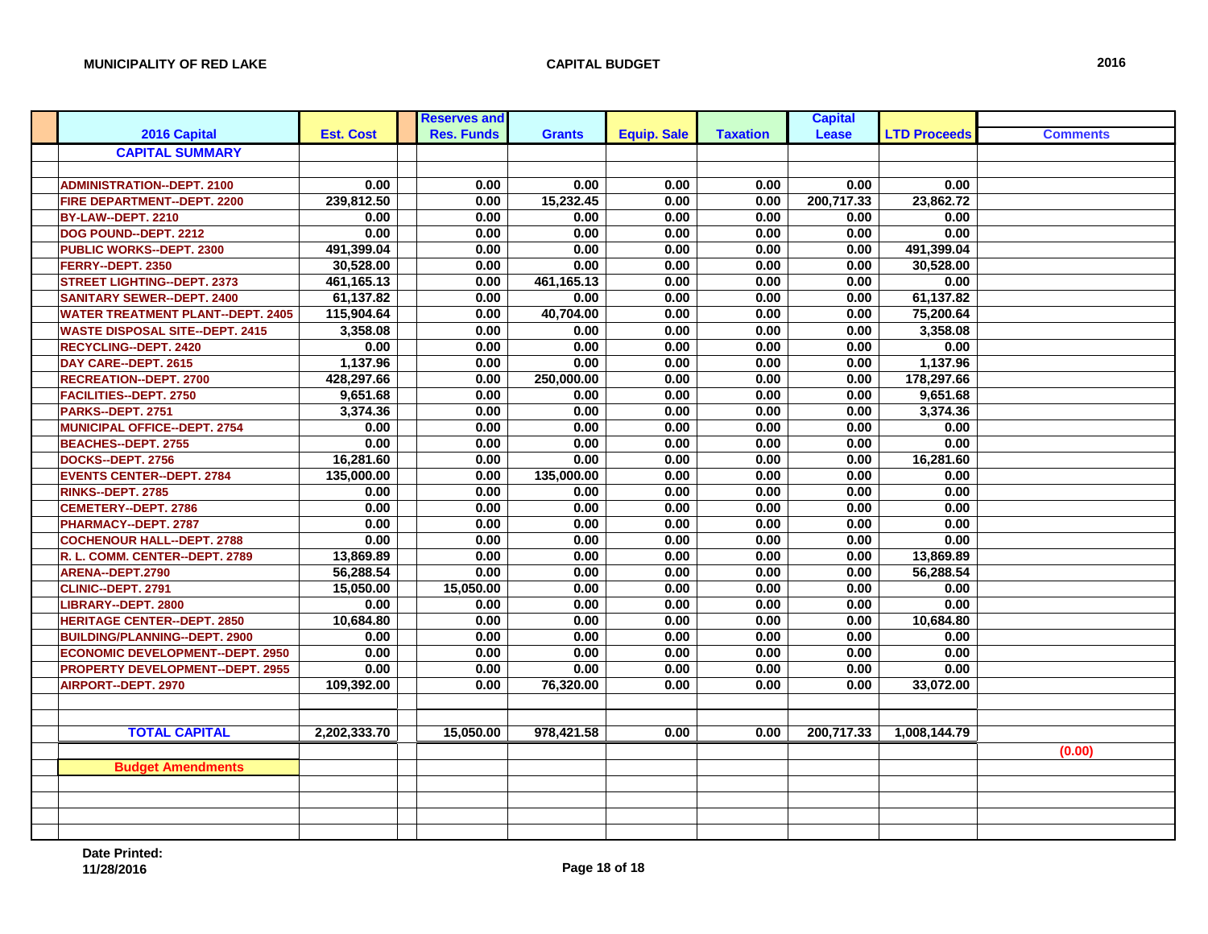**MUNICIPALITY OF RED LAKE** **CAPITAL BUDGET** **2016**

| 2016 Capital | Est. Cost | Reserves and Res. Funds | Grants | Equip. Sale | Taxation | Capital Lease | LTD Proceeds | Comments |
|---|---|---|---|---|---|---|---|---|
| **CAPITAL SUMMARY** | | | | | | | | |
| | | | | | | | | |
| ADMINISTRATION--DEPT. 2100 | 0.00 | 0.00 | 0.00 | 0.00 | 0.00 | 0.00 | 0.00 | |
| FIRE DEPARTMENT--DEPT. 2200 | 239,812.50 | 0.00 | 15,232.45 | 0.00 | 0.00 | 200,717.33 | 23,862.72 | |
| BY-LAW--DEPT. 2210 | 0.00 | 0.00 | 0.00 | 0.00 | 0.00 | 0.00 | 0.00 | |
| DOG POUND--DEPT. 2212 | 0.00 | 0.00 | 0.00 | 0.00 | 0.00 | 0.00 | 0.00 | |
| PUBLIC WORKS--DEPT. 2300 | 491,399.04 | 0.00 | 0.00 | 0.00 | 0.00 | 0.00 | 491,399.04 | |
| FERRY--DEPT. 2350 | 30,528.00 | 0.00 | 0.00 | 0.00 | 0.00 | 0.00 | 30,528.00 | |
| STREET LIGHTING--DEPT. 2373 | 461,165.13 | 0.00 | 461,165.13 | 0.00 | 0.00 | 0.00 | 0.00 | |
| SANITARY SEWER--DEPT. 2400 | 61,137.82 | 0.00 | 0.00 | 0.00 | 0.00 | 0.00 | 61,137.82 | |
| WATER TREATMENT PLANT--DEPT. 2405 | 115,904.64 | 0.00 | 40,704.00 | 0.00 | 0.00 | 0.00 | 75,200.64 | |
| WASTE DISPOSAL SITE--DEPT. 2415 | 3,358.08 | 0.00 | 0.00 | 0.00 | 0.00 | 0.00 | 3,358.08 | |
| RECYCLING--DEPT. 2420 | 0.00 | 0.00 | 0.00 | 0.00 | 0.00 | 0.00 | 0.00 | |
| DAY CARE--DEPT. 2615 | 1,137.96 | 0.00 | 0.00 | 0.00 | 0.00 | 0.00 | 1,137.96 | |
| RECREATION--DEPT. 2700 | 428,297.66 | 0.00 | 250,000.00 | 0.00 | 0.00 | 0.00 | 178,297.66 | |
| FACILITIES--DEPT. 2750 | 9,651.68 | 0.00 | 0.00 | 0.00 | 0.00 | 0.00 | 9,651.68 | |
| PARKS--DEPT. 2751 | 3,374.36 | 0.00 | 0.00 | 0.00 | 0.00 | 0.00 | 3,374.36 | |
| MUNICIPAL OFFICE--DEPT. 2754 | 0.00 | 0.00 | 0.00 | 0.00 | 0.00 | 0.00 | 0.00 | |
| BEACHES--DEPT. 2755 | 0.00 | 0.00 | 0.00 | 0.00 | 0.00 | 0.00 | 0.00 | |
| DOCKS--DEPT. 2756 | 16,281.60 | 0.00 | 0.00 | 0.00 | 0.00 | 0.00 | 16,281.60 | |
| EVENTS CENTER--DEPT. 2784 | 135,000.00 | 0.00 | 135,000.00 | 0.00 | 0.00 | 0.00 | 0.00 | |
| RINKS--DEPT. 2785 | 0.00 | 0.00 | 0.00 | 0.00 | 0.00 | 0.00 | 0.00 | |
| CEMETERY--DEPT. 2786 | 0.00 | 0.00 | 0.00 | 0.00 | 0.00 | 0.00 | 0.00 | |
| PHARMACY--DEPT. 2787 | 0.00 | 0.00 | 0.00 | 0.00 | 0.00 | 0.00 | 0.00 | |
| COCHENOUR HALL--DEPT. 2788 | 0.00 | 0.00 | 0.00 | 0.00 | 0.00 | 0.00 | 0.00 | |
| R. L. COMM. CENTER--DEPT. 2789 | 13,869.89 | 0.00 | 0.00 | 0.00 | 0.00 | 0.00 | 13,869.89 | |
| ARENA--DEPT.2790 | 56,288.54 | 0.00 | 0.00 | 0.00 | 0.00 | 0.00 | 56,288.54 | |
| CLINIC--DEPT. 2791 | 15,050.00 | 15,050.00 | 0.00 | 0.00 | 0.00 | 0.00 | 0.00 | |
| LIBRARY--DEPT. 2800 | 0.00 | 0.00 | 0.00 | 0.00 | 0.00 | 0.00 | 0.00 | |
| HERITAGE CENTER--DEPT. 2850 | 10,684.80 | 0.00 | 0.00 | 0.00 | 0.00 | 0.00 | 10,684.80 | |
| BUILDING/PLANNING--DEPT. 2900 | 0.00 | 0.00 | 0.00 | 0.00 | 0.00 | 0.00 | 0.00 | |
| ECONOMIC DEVELOPMENT--DEPT. 2950 | 0.00 | 0.00 | 0.00 | 0.00 | 0.00 | 0.00 | 0.00 | |
| PROPERTY DEVELOPMENT--DEPT. 2955 | 0.00 | 0.00 | 0.00 | 0.00 | 0.00 | 0.00 | 0.00 | |
| AIRPORT--DEPT. 2970 | 109,392.00 | 0.00 | 76,320.00 | 0.00 | 0.00 | 0.00 | 33,072.00 | |
| | | | | | | | | |
| | | | | | | | | |
| **TOTAL CAPITAL** | 2,202,333.70 | 15,050.00 | 978,421.58 | 0.00 | 0.00 | 200,717.33 | 1,008,144.79 | |
| | | | | | | | | (0.00) |
| **Budget Amendments** | | | | | | | | |
| | | | | | | | | |
| | | | | | | | | |
| | | | | | | | | |
| | | | | | | | | |

**Date Printed:**
**11/28/2016**